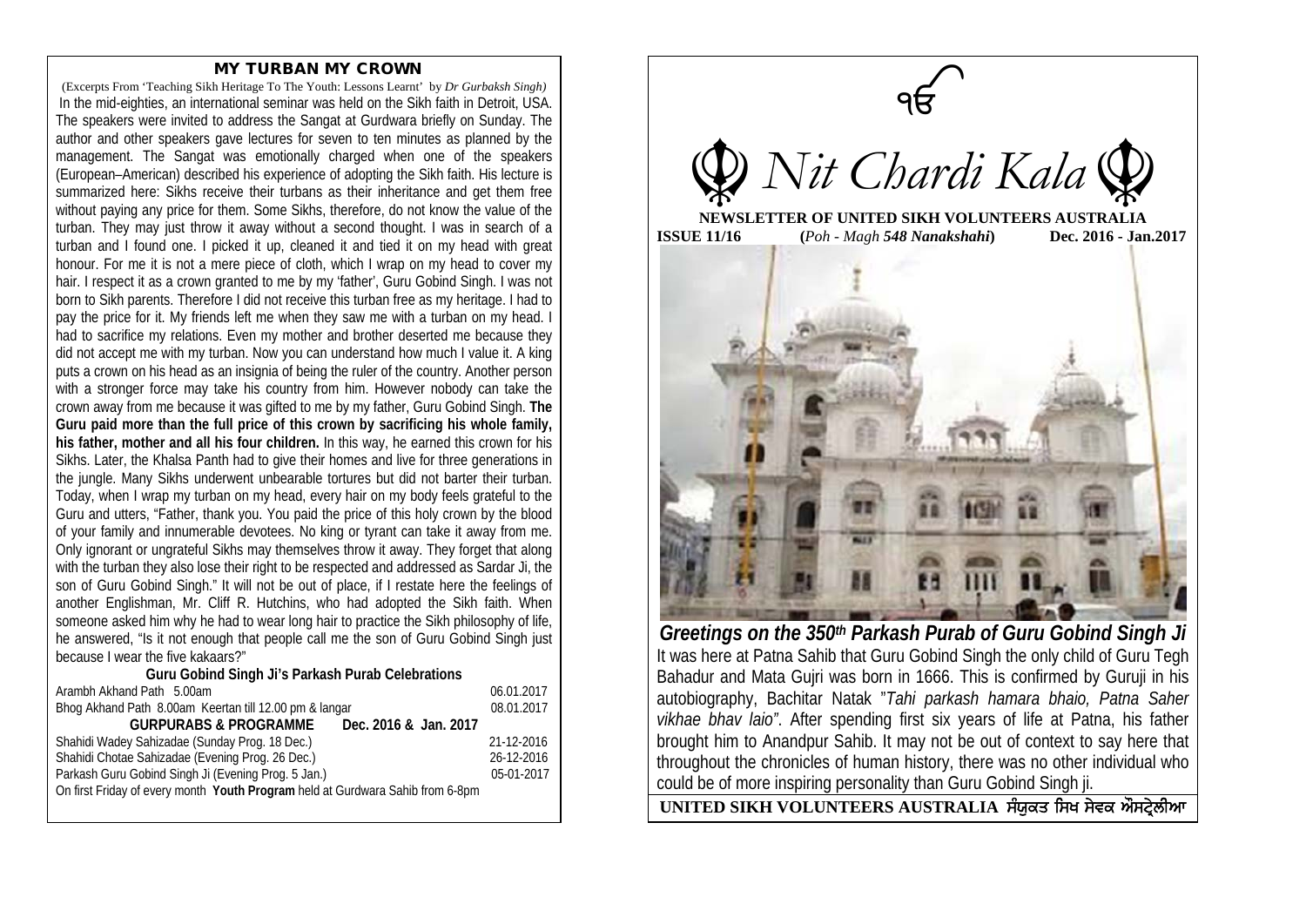## MY TURBAN MY CROWN

(Excerpts From 'Teaching Sikh Heritage To The Youth: Lessons Learnt' by *Dr Gurbaksh Singh)*

In the mid-eighties, an international seminar was held on the Sikh faith in Detroit, USA. The speakers were invited to address the Sangat at Gurdwara briefly on Sunday. The author and other speakers gave lectures for seven to ten minutes as planned by the management. The Sangat was emotionally charged when one of the speakers (European–American) described his experience of adopting the Sikh faith. His lecture is summarized here: Sikhs receive their turbans as their inheritance and get them free without paying any price for them. Some Sikhs, therefore, do not know the value of the turban. They may just throw it away without a second thought. I was in search of a turban and I found one. I picked it up, cleaned it and tied it on my head with great honour. For me it is not a mere piece of cloth, which I wrap on my head to cover my hair. I respect it as a crown granted to me by my 'father', Guru Gobind Singh. I was not born to Sikh parents. Therefore I did not receive this turban free as my heritage. I had to pay the price for it. My friends left me when they saw me with a turban on my head. I had to sacrifice my relations. Even my mother and brother deserted me because they did not accept me with my turban. Now you can understand how much I value it. A king puts a crown on his head as an insignia of being the ruler of the country. Another person with a stronger force may take his country from him. However nobody can take the crown away from me because it was gifted to me by my father, Guru Gobind Singh. **The Guru paid more than the full price of this crown by sacrificing his whole family, his father, mother and all his four children.** In this way, he earned this crown for his Sikhs. Later, the Khalsa Panth had to give their homes and live for three generations in the jungle. Many Sikhs underwent unbearable tortures but did not barter their turban. Today, when I wrap my turban on my head, every hair on my body feels grateful to the Guru and utters, "Father, thank you. You paid the price of this holy crown by the blood of your family and innumerable devotees. No king or tyrant can take it away from me. Only ignorant or ungrateful Sikhs may themselves throw it away. They forget that along with the turban they also lose their right to be respected and addressed as Sardar Ji, the son of Guru Gobind Singh." It will not be out of place, if I restate here the feelings of another Englishman, Mr. Cliff R. Hutchins, who had adopted the Sikh faith. When someone asked him why he had to wear long hair to practice the Sikh philosophy of life, he answered, "Is it not enough that people call me the son of Guru Gobind Singh just because I wear the five kakaars?"

### Guru Gobind Singh Ji's Parkash Purab Celebrations

| | |
|---|---|
| Arambh Akhand Path 5.00am | 06.01.2017 |
| Bhog Akhand Path 8.00am Keertan till 12.00 pm & langar | 08.01.2017 |
| **GURPURABS & PROGRAMME Dec. 2016 & Jan. 2017** | |
| Shahidi Wadey Sahizadae (Sunday Prog. 18 Dec.) | 21-12-2016 |
| Shahidi Chotae Sahizadae (Evening Prog. 26 Dec.) | 26-12-2016 |
| Parkash Guru Gobind Singh Ji (Evening Prog. 5 Jan.) | 05-01-2017 |

On first Friday of every month **Youth Program** held at Gurdwara Sahib from 6-8pm

ੴ

# *Nit Chardi Kala*

**NEWSLETTER OF UNITED SIKH VOLUNTEERS AUSTRALIA**

**ISSUE 11/16** **(***Poh - Magh 548 Nanakshahi***)** **Dec. 2016 - Jan.2017**

## *Greetings on the 350th Parkash Purab of Guru Gobind Singh Ji*

It was here at Patna Sahib that Guru Gobind Singh the only child of Guru Tegh Bahadur and Mata Gujri was born in 1666. This is confirmed by Guruji in his autobiography, Bachitar Natak "*Tahi parkash hamara bhaio, Patna Saher vikhae bhav laio"*. After spending first six years of life at Patna, his father brought him to Anandpur Sahib. It may not be out of context to say here that throughout the chronicles of human history, there was no other individual who could be of more inspiring personality than Guru Gobind Singh ji.

**UNITED SIKH VOLUNTEERS AUSTRALIA ਸੰਯੁਕਤ ਸਿਖ ਸੇਵਕ ਔਸਟ੍ਰੇਲੀਆ**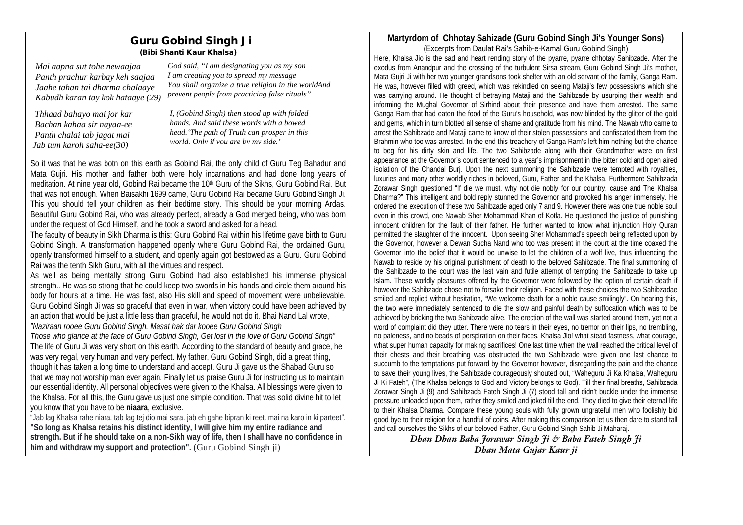## Guru Gobind Singh Ji

**(Bibi Shanti Kaur Khalsa)**

*Mai aapna sut tohe newaajaa*
*Panth prachur karbay keh saajaa*
*Jaahe tahan tai dharma chalaaye*
*Kabudh karan tay kok hataaye (29)*

*God said, "I am designating you as my son*
*I am creating you to spread my message*
*You shall organize a true religion in the worldAnd*
*prevent people from practicing false rituals"*

*Thhaad bahayo mai jor kar*
*Bachan kahaa sir nayaa-ee*
*Panth chalai tab jagat mai*
*Jab tum karoh saha-ee(30)*

*I, (Gobind Singh) then stood up with folded*
*hands. And said these words with a bowed*
*head.'The path of Truth can prosper in this*
*world. Only if you are by my side.'*

So it was that he was botn on this earth as Gobind Rai, the only child of Guru Teg Bahadur and Mata Gujri. His mother and father both were holy incarnations and had done long years of meditation. At nine year old, Gobind Rai became the 10th Guru of the Sikhs, Guru Gobind Rai. But that was not enough. When Baisakhi 1699 came, Guru Gobind Rai became Guru Gobind Singh Ji. This you should tell your children as their bedtime story. This should be your morning Ardas. Beautiful Guru Gobind Rai, who was already perfect, already a God merged being, who was born under the request of God Himself, and he took a sword and asked for a head.

The faculty of beauty in Sikh Dharma is this: Guru Gobind Rai within his lifetime gave birth to Guru Gobind Singh. A transformation happened openly where Guru Gobind Rai, the ordained Guru, openly transformed himself to a student, and openly again got bestowed as a Guru. Guru Gobind Rai was the tenth Sikh Guru, with all the virtues and respect.

As well as being mentally strong Guru Gobind had also established his immense physical strength.. He was so strong that he could keep two swords in his hands and circle them around his body for hours at a time. He was fast, also His skill and speed of movement were unbelievable. Guru Gobind Singh Ji was so graceful that even in war, when victory could have been achieved by an action that would be just a little less than graceful, he would not do it. Bhai Nand Lal wrote,

*"Naziraan rooee Guru Gobind Singh. Masat hak dar kooee Guru Gobind Singh*
*Those who glance at the face of Guru Gobind Singh, Get lost in the love of Guru Gobind Singh"*

The life of Guru Ji was very short on this earth. According to the standard of beauty and grace, he was very regal, very human and very perfect. My father, Guru Gobind Singh, did a great thing, though it has taken a long time to understand and accept. Guru Ji gave us the Shabad Guru so that we may not worship man ever again. Finally let us praise Guru Ji for instructing us to maintain our essential identity. All personal objectives were given to the Khalsa. All blessings were given to the Khalsa. For all this, the Guru gave us just one simple condition. That was solid divine hit to let you know that you have to be **niaara**, exclusive.

"Jab lag Khalsa rahe niara. tab lag tej dio mai sara. jab eh gahe bipran ki reet. mai na karo in ki parteet".
**"So long as Khalsa retains his distinct identity, I will give him my entire radiance and strength. But if he should take on a non-Sikh way of life, then I shall have no confidence in him and withdraw my support and protection".** (Guru Gobind Singh ji)

## Martyrdom of Chhotay Sahizade (Guru Gobind Singh Ji's Younger Sons)

(Excerpts from Daulat Rai's Sahib-e-Kamal Guru Gobind Singh)

Here, Khalsa Jio is the sad and heart rending story of the pyarre, pyarre chhotay Sahibzade. After the exodus from Anandpur and the crossing of the turbulent Sirsa stream, Guru Gobind Singh Ji's mother, Mata Gujri Ji with her two younger grandsons took shelter with an old servant of the family, Ganga Ram. He was, however filled with greed, which was rekindled on seeing Mataji's few possessions which she was carrying around. He thought of betraying Mataji and the Sahibzade by usurping their wealth and informing the Mughal Governor of Sirhind about their presence and have them arrested. The same Ganga Ram that had eaten the food of the Guru's household, was now blinded by the glitter of the gold and gems, which in turn blotted all sense of shame and gratitude from his mind. The Nawab who came to arrest the Sahibzade and Mataji came to know of their stolen possessions and confiscated them from the Brahmin who too was arrested. In the end this treachery of Ganga Ram's left him nothing but the chance to beg for his dirty skin and life. The two Sahibzade along with their Grandmother were on first appearance at the Governor's court sentenced to a year's imprisonment in the bitter cold and open aired isolation of the Chandal Burj. Upon the next summoning the Sahibzade were tempted with royalties, luxuries and many other worldly riches in beloved, Guru, Father and the Khalsa. Furthermore Sahibzada Zorawar Singh questioned "If die we must, why not die nobly for our country, cause and The Khalsa Dharma?" This intelligent and bold reply stunned the Governor and provoked his anger immensely. He ordered the execution of these two Sahibzade aged only 7 and 9. However there was one true noble soul even in this crowd, one Nawab Sher Mohammad Khan of Kotla. He questioned the justice of punishing innocent children for the fault of their father. He further wanted to know what injunction Holy Quran permitted the slaughter of the innocent. Upon seeing Sher Mohammad's speech being reflected upon by the Governor, however a Dewan Sucha Nand who too was present in the court at the time coaxed the Governor into the belief that it would be unwise to let the children of a wolf live, thus influencing the Nawab to reside by his original punishment of death to the beloved Sahibzade. The final summoning of the Sahibzade to the court was the last vain and futile attempt of tempting the Sahibzade to take up Islam. These worldly pleasures offered by the Governor were followed by the option of certain death if however the Sahibzade chose not to forsake their religion. Faced with these choices the two Sahibzadae smiled and replied without hesitation, "We welcome death for a noble cause smilingly". On hearing this, the two were immediately sentenced to die the slow and painful death by suffocation which was to be achieved by bricking the two Sahibzade alive. The erection of the wall was started around them, yet not a word of complaint did they utter. There were no tears in their eyes, no tremor on their lips, no trembling, no paleness, and no beads of perspiration on their faces. Khalsa Jio! what stead fastness, what courage, what super human capacity for making sacrifices! One last time when the wall reached the critical level of their chests and their breathing was obstructed the two Sahibzade were given one last chance to succumb to the temptations put forward by the Governor however, disregarding the pain and the chance to save their young lives, the Sahibzade courageously shouted out, "Waheguru Ji Ka Khalsa, Waheguru Ji Ki Fateh", (The Khalsa belongs to God and Victory belongs to God). Till their final breaths, Sahibzada Zorawar Singh Ji (9) and Sahibzada Fateh Singh Ji (7) stood tall and didn't buckle under the immense pressure unloaded upon them, rather they smiled and joked till the end. They died to give their eternal life to their Khalsa Dharma. Compare these young souls with fully grown ungrateful men who foolishly bid good bye to their religion for a handful of coins. After making this comparison let us then dare to stand tall and call ourselves the Sikhs of our beloved Father, Guru Gobind Singh Sahib Ji Maharaj.

***Dhan Dhan Baba Jorawar Singh Ji & Baba Fateh Singh Ji***
***Dhan Mata Gujar Kaur ji***